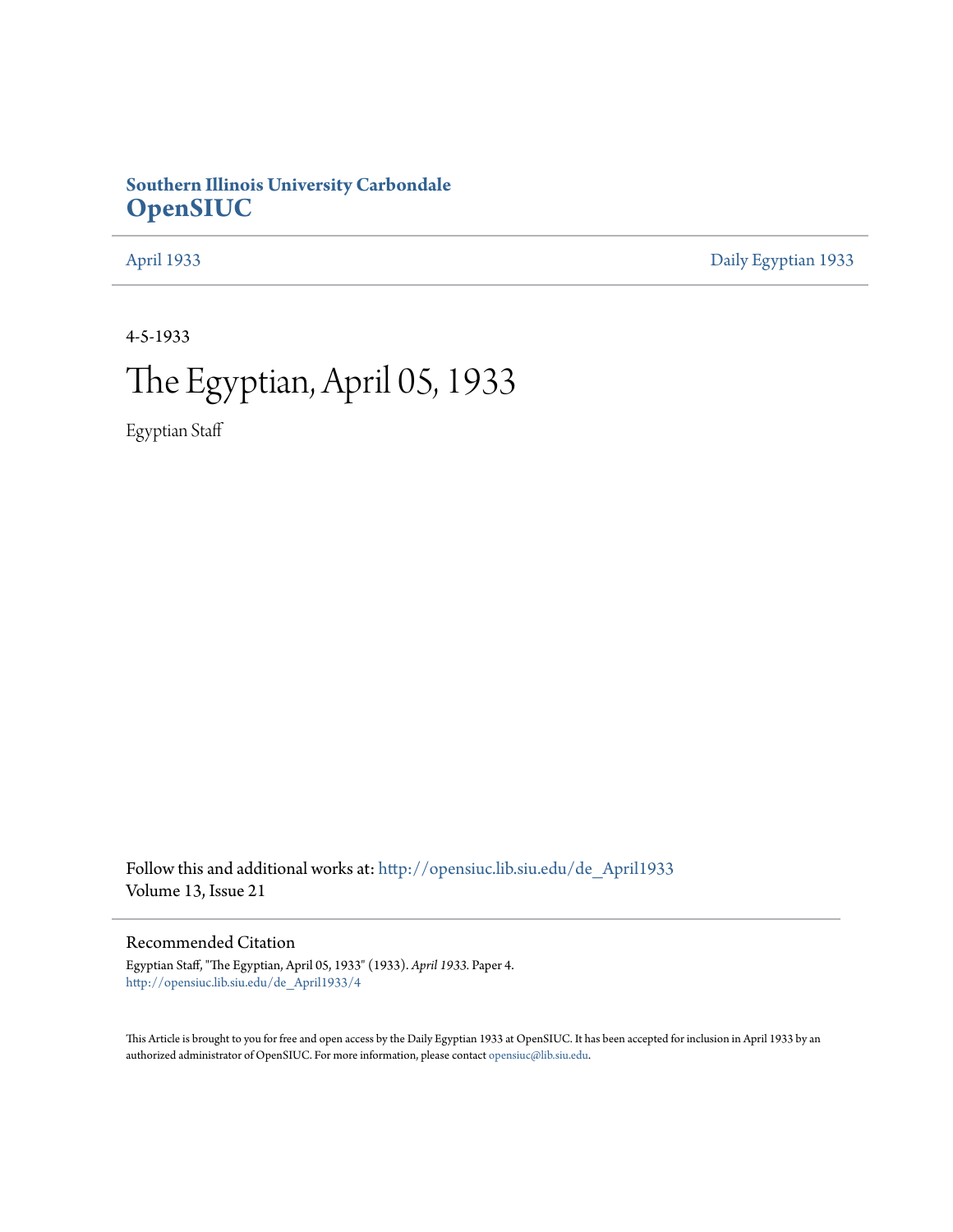**Southern Illinois University Carbondale**
## OpenSIUC

April 1933 | Daily Egyptian 1933

4-5-1933

# The Egyptian, April 05, 1933

Egyptian Staff

Follow this and additional works at: http://opensiuc.lib.siu.edu/de_April1933
Volume 13, Issue 21

### Recommended Citation

Egyptian Staff, "The Egyptian, April 05, 1933" (1933). *April 1933.* Paper 4.
http://opensiuc.lib.siu.edu/de_April1933/4

This Article is brought to you for free and open access by the Daily Egyptian 1933 at OpenSIUC. It has been accepted for inclusion in April 1933 by an authorized administrator of OpenSIUC. For more information, please contact opensiuc@lib.siu.edu.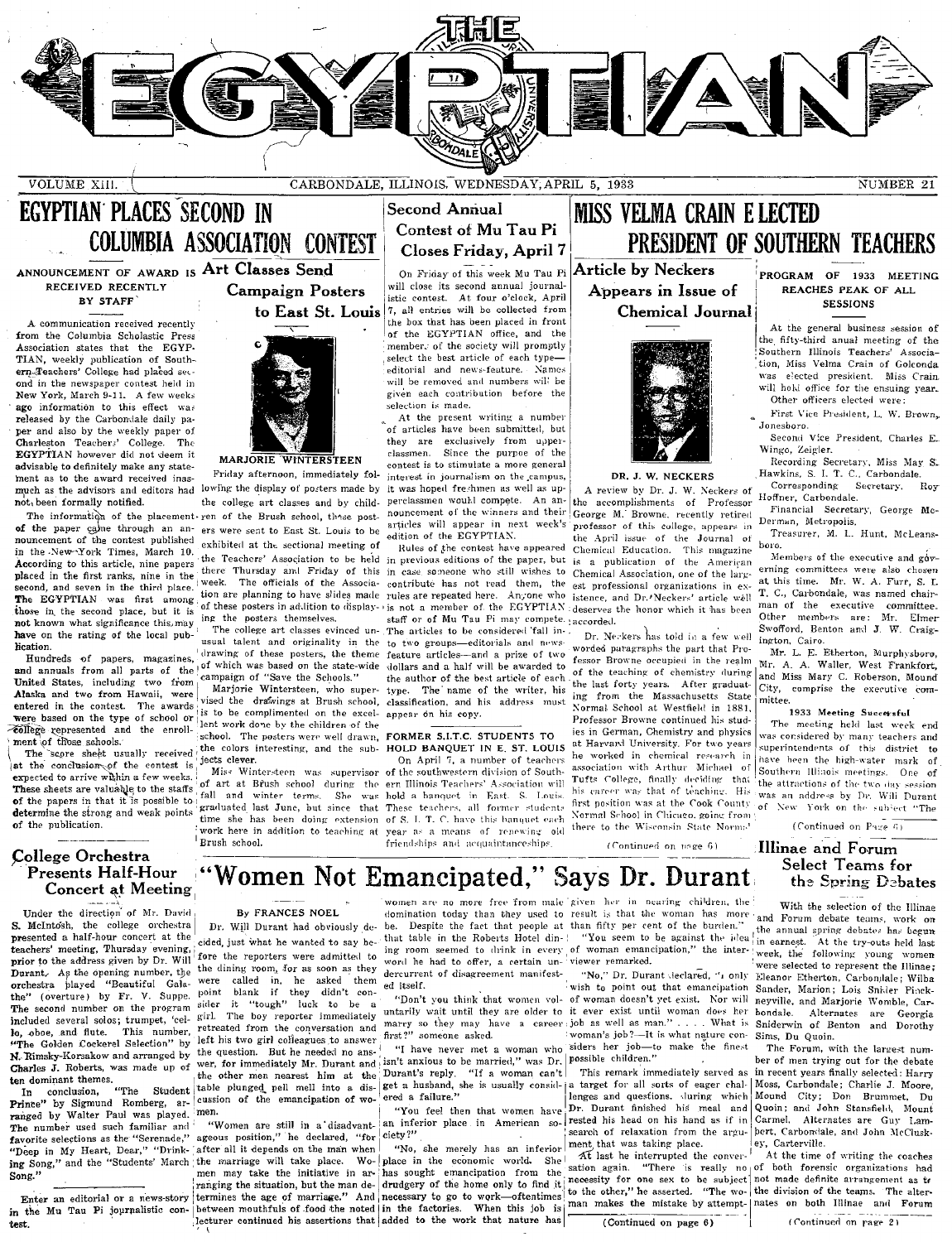# THE EGYPTIAN

VOLUME XIII. CARBONDALE, ILLINOIS, WEDNESDAY, APRIL 5, 1933 NUMBER 21

## EGYPTIAN PLACES SECOND IN COLUMBIA ASSOCIATION CONTEST

### ANNOUNCEMENT OF AWARD IS RECEIVED RECENTLY BY STAFF

A communication received recently from the Columbia Scholastic Press Association states that the EGYPTIAN, weekly publication of Southern Teachers' College had placed second in the newspaper contest held in New York, March 9-11. A few weeks ago information to this effect was released by the Carbondale daily paper and also by the weekly paper of Charleston Teachers' College. The EGYPTIAN however did not deem it advisable to definitely make any statement as to the award received inasmuch as the advisors and editors had not been formally notified.

The information of the placement of the paper came through an announcement of the contest published in the New York Times, March 10. According to this article, nine papers placed in the first ranks, nine in the second, and seven in the third place. The EGYPTIAN was first among those in the second place, but it is not known what significance this may have on the rating of the local publication.

Hundreds of papers, magazines, and annuals from all parts of the United States, including two from Alaska and two from Hawaii, were entered in the contest. The awards were based on the type of school or college represented and the enrollment of those schools.

The score sheet usually received at the conclusion of the contest is expected to arrive within a few weeks. These sheets are valuable to the staffs of the papers in that it is possible to determine the strong and weak points of the publication.

## Art Classes Send Campaign Posters to East St. Louis

MARJORIE WINTERSTEEN

Friday afternoon, immediately following the display of posters made by the college art classes and by children of the Brush school, these posters were sent to East St. Louis to be exhibited at the sectional meeting of the Teachers' Association to be held there Thursday and Friday of this week. The officials of the Association are planning to have slides made of these posters in addition to displaying the posters themselves.

The college art classes evinced unusual talent and originality in the drawing of these posters, the theme of which was based on the state-wide campaign of "Save the Schools."

Marjorie Wintersteen, who supervised the drawings at Brush school, is to be complimented on the excellent work done by the children of the school. The posters were well drawn, the colors interesting, and the subjects clever.

Miss Wintersteen was supervisor of art at Brush school during the fall and winter terms. She was graduated last June, but since that time she has been doing extension work here in addition to teaching at Brush school.

## Second Annual Contest of Mu Tau Pi Closes Friday, April 7

On Friday of this week Mu Tau Pi will close its second annual journalistic contest. At four o'clock, April 7, all entries will be collected from the box that has been placed in front of the EGYPTIAN office, and the members of the society will promptly select the best article of each type—editorial and news-feature. Names will be removed and numbers will be given each contribution before the selection is made.

At the present writing a number of articles have been submitted, but they are exclusively from upperclassmen. Since the purpose of the contest is to stimulate a more general interest in journalism on the campus, it was hoped freshmen as well as upperclassmen would compete. An announcement of the winners and their articles will appear in next week's edition of the EGYPTIAN.

Rules of the contest have appeared in previous editions of the paper, but in case someone who still wishes to contribute has not read them, the rules are repeated here. Anyone who is not a member of the EGYPTIAN staff or of Mu Tau Pi may compete. The articles to be considered fall into two groups—editorials and news-feature articles—and a prize of two dollars and a half will be awarded to the author of the best article of each type. The name of the writer, his classification, and his address must appear on his copy.

### FORMER S.I.T.C. STUDENTS TO HOLD BANQUET IN E. ST. LOUIS

On April 7, a number of teachers of the southwestern division of Southern Illinois Teachers' Association will hold a banquet in East S. Louis. These teachers, all former students of S. I. T. C. have this banquet each year as a means of renewing old friendships and acquaintanceships.

## MISS VELMA CRAIN ELECTED PRESIDENT OF SOUTHERN TEACHERS

### PROGRAM OF 1933 MEETING REACHES PEAK OF ALL SESSIONS

At the general business session of the fifty-third anual meeting of the Southern Illinois Teachers' Association, Miss Velma Crain of Golconda was elected president. Miss Crain will hold office for the ensuing year.

Other officers elected were:

First Vice President, L. W. Brown, Jonesboro.

Second Vice President, Charles E. Wingo, Zeigler.

Recording Secretary, Miss May S. Hawkins, S. I. T. C., Carbondale.

Corresponding Secretary, Roy Hoffner, Carbondale.

Financial Secretary, George McDerman, Metropolis.

Treasurer, M. L. Hunt, McLeansboro.

Members of the executive and governing committees were also chosen at this time. Mr. W. A. Furr, S. I. T. C., Carbondale, was named chairman of the executive committee. Other members are: Mr. Elmer Swofford, Benton and J. W. Craigington, Cairo.

Mr. L. E. Etherton, Murphysboro, Mr. A. A. Waller, West Frankfort, and Miss Mary C. Roberson, Mound City, comprise the executive committee.

**1933 Meeting Successful**

The meeting held last week end was considered by many teachers and superintendents of this district to have been the high-water mark of Southern Illinois meetings. One of the attractions of the two day session was an address by Dr. Will Durant of New York on the subject "The

(Continued on Page 6)

## Article by Neckers Appears in Issue of Chemical Journal

DR. J. W. NECKERS

A review by Dr. J. W. Neckers of the accomplishments of Professor George M. Browne, recently retired professor of this college, appears in the April issue of the Journal of Chemical Education. This magazine is a publication of the American Chemical Association, one of the largest professional organizations in existence, and Dr. Neckers' article well deserves the honor which it has been accorded.

Dr. Neckers has told in a few well worded paragraphs the part that Professor Browne occupied in the realm of the teaching of chemistry during the last forty years. After graduating from the Massachusetts State Normal School at Westfield in 1881, Professor Browne continued his studies in German, Chemistry and physics at Harvard University. For two years he worked in chemical research in association with Arthur Michael of Tufts College, finally deciding that his career was that of teaching. His first position was at the Cook County Normal School in Chicago, going from there to the Wisconsin State Normal

(Continued on page 6)

## College Orchestra Presents Half-Hour Concert at Meeting

Under the direction of Mr. David S. McIntosh, the college orchestra presented a half-hour concert at the teachers' meeting, Thursday evening, prior to the address given by Dr. Will Durant. As the opening number, the orchestra played "Beautiful Galathe" (overture) by Fr. V. Suppe. The second number on the program included several solos; trumpet, 'cello, oboe, and flute. This number, "The Golden Cockerel Selection" by N. Rimsky-Korsakow and arranged by Charles J. Roberts, was made up of ten dominant themes.

In conclusion, "The Student Prince" by Sigmund Romberg, arranged by Walter Paul was played. The number used such familiar and favorite selections as the "Serenade," "Deep in My Heart, Dear," "Drinking Song," and the "Students' March Song."

Enter an editorial or a news-story in the Mu Tau Pi journalistic contest.

## "Women Not Emancipated," Says Dr. Durant

By FRANCES NOEL

Dr. Will Durant had obviously decided just what he wanted to say before the reporters were admitted to the dining room, for as soon as they were called in, he asked them point blank if they didn't consider it "tough" luck to be a girl. The boy reporter immediately retreated from the conversation and left his two girl colleagues to answer the question. But he needed no answer, for immediately Mr. Durant and the other men nearest him at the table plunged pell mell into a discussion of the emancipation of women.

"Women are still in a disadvantageous position," he declared, "for after all it depends on the man when the marriage will take place. Women may take the initiative in arranging the situation, but the man determines the age of marriage." And between mouthfuls of food the noted lecturer continued his assertions that women are no more free from male domination today than they used to be. Despite the fact that people at that table in the Roberts Hotel dining room seemed to drink in every word he had to offer, a certain undercurrent of disagreement manifested itself.

"Don't you think that women voluntarily wait until they are older to marry so they may have a career first?" someone asked.

"I have never met a woman who isn't anxious to be married," was Dr. Durant's reply. "If a woman can't get a husband, she is usually considered a failure."

"You feel then that women have an inferior place in American society?"

"No, she merely has an inferior place in the economic world. She has sought emancipation from the drudgery of the home only to find it necessary to go to work—oftentimes in the factories. When this job is added to the work that nature has given her in bearing children, the result is that the woman has more than fifty per cent of the burden."

"You seem to be against the idea of woman emancipation," the interviewer remarked.

"No," Dr. Durant declared, "I only wish to point out that emancipation of woman doesn't yet exist. Nor will it ever exist until woman does her job as well as man." . . . . What is woman's job?—It is what nature considers her job—to make the finest possible children."

This remark immediately served as a target for all sorts of eager challenges and questions, during which Dr. Durant finished his meal and rested his head on his hand as if in search of relaxation from the argument that was taking place.

At last he interrupted the conversation again. "There is really no necessity for one sex to be subject to the other," he asserted. "The woman makes the mistake by attempt-

(Continued on page 6)

## Illinae and Forum Select Teams for the Spring Debates

With the selection of the Illinae and Forum debate teams, work on the annual spring debates has begun in earnest. At the try-outs held last week, the following young women were selected to represent the Illinae; Eleanor Etherton, Carbondale; Wilba Sander, Marion; Lois Snider Pinckneyville, and Marjorie Womble, Carbondale. Alternates are Georgia Sniderwin of Benton and Dorothy Sims, Du Quoin.

The Forum, with the largest number of men trying out for the debate in recent years finally selected: Harry Moss, Carbondale; Charlie J. Moore, Mound City; Don Brummet, Du Quoin; and John Stansfield, Mount Carmel. Alternates are Guy Lambert, Carbondale, and John McCluskey, Carterville.

At the time of writing the coaches of both forensic organizations had not made definite arrangement as to the division of the teams. The alternates on both Illinae and Forum

(Continued on page 2)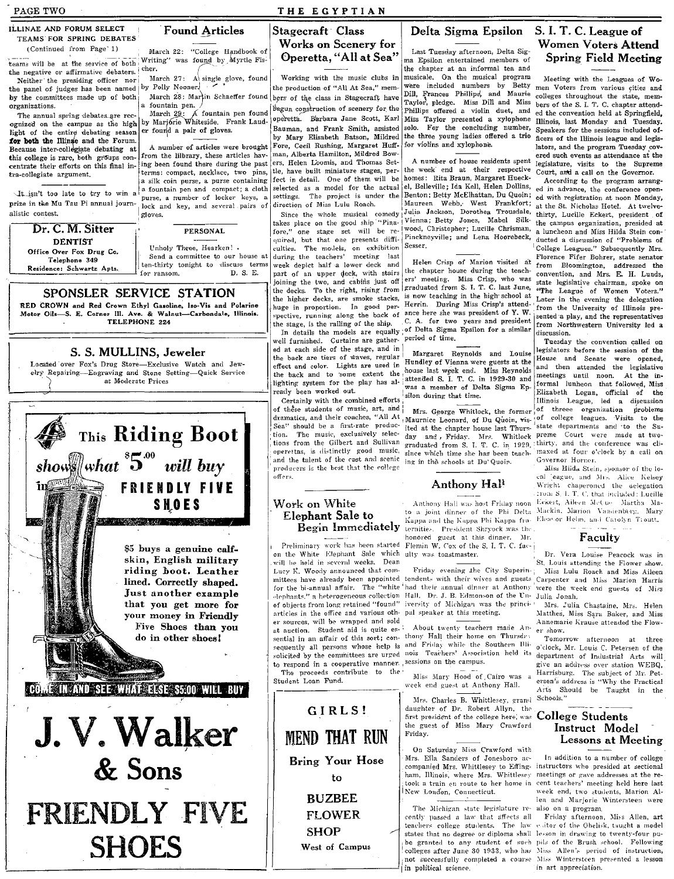## ILLINAE AND FORUM SELECT TEAMS FOR SPRING DEBATES

(Continued from Page 1)

teams will be at the service of both the negative or affirmative debaters.

Neither the presiding officer nor the panel of judges has been named by the committees made up of both organizations.

The annual spring debates are recognized on the campus as the high light of the entire debating season for both the Illinae and the Forum. Because inter-collegiate debating at this college is rare, both groups concentrate their efforts on this final intra-collegiate argument.

It isn't too late to try to win a prize in the Mu Tau Pi annual journalistic contest.

**Dr. C. M. Sitter**
**DENTIST**
Office Over Fox Drug Co.
Telephone 349
Residence: Schwartz Apts.

## Found Articles

March 22: "College Handbook of Writing" was found by Myrtle Fischer.

March 27: A single glove, found by Polly Nooner.

March 28: Martin Schaeffer found a fountain pen.

March 29: A fountain pen found by Marjorie Whiteside. Frank Lauder found a pair of gloves.

A number of articles were brought from the library, these articles having been found there during the past terms: compact, necklace, two pins, a silk coin purse, a purse containing a fountain pen and compact; a cloth purse, a number of locker keys, a lock and key, and several pairs of gloves.

### PERSONAL

Unholy Three, Hearken!

Send a committee to our house at ten-thirty tonight to discuss terms for ransom. D. S. E.

**SPONSLER SERVICE STATION**
RED CROWN and Red Crown Ethyl Gasoline, Iso-Vis and Polarine Motor Oils—S. E. Corner Ill. Ave. & Walnut—Carbondale, Illinois.
TELEPHONE 224

**S. S. MULLINS, Jeweler**
Located over Fox's Drug Store—Exclusive Watch and Jewelry Repairing—Engraving and Stone Setting—Quick Service at Moderate Prices

**This Riding Boot shows what $5.00 will buy in FRIENDLY FIVE SHOES**

$5 buys a genuine calfskin, English military riding boot. Leather lined. Correctly shaped. Just another example that you get more for your money in Friendly Five Shoes than you do in other shoes!

COME IN AND SEE WHAT ELSE $5.00 WILL BUY

**J. V. Walker & Sons**
**FRIENDLY FIVE SHOES**

## Stagecraft Class Works on Scenery for Operetta, "All at Sea"

Working with the music clubs in the production of "All At Sea," members of the class in Stagecraft have begun construction of scenery for the operetta. Barbara Jane Scott, Karl Bauman, and Frank Smith, assisted by Mary Elisabeth Batson, Mildred Fore, Cecil Rushing, Margaret Huffman, Alberta Hamilton, Mildred Bowers, Helen Loomis, and Thomas Settle, have built miniature stages, perfect in detail. One of them will be selected as a model for the actual settings. The project is under the direction of Miss Lulu Roach.

Since the whole musical comedy takes place on the good ship "Pinafore," one stage set will be required, but that one presents difficulties. The models, on exhibition during the teachers' meeting last week depict half a lower deck and part of an upper deck, with stairs joining the two, and cabins just off the decks. To the right, rising from the higher decks, are smoke stacks, huge in proportion. In good perspective, running along the back of the stage, is the railing of the ship.

In details the models are equally well furnished. Curtains are gathered at each side of the stage, and in the back are tiers of waves, regular effect and color. Lights are used in the back and to some extent the lighting system for the play has already been worked out.

Certainly with the combined efforts of these students of music, art, and dramatics, and their coaches, "All At Sea" should be a first-rate production. The music, exclusively selections from the Gilbert and Sullivan operettas, is distinctly good music, and the talent of the cast and scenic producers is the best that the college offers.

## Work on White Elephant Sale to Begin Immediately

Preliminary work has been started on the White Elephant Sale which will be held in several weeks. Dean Lucy K. Woody announced that committees have already been appointed for the bi-annual affair. The "white elephants," a heterogeneous collection of objects from long retained "found" articles in the office and various other sources, will be wrapped and sold at auction. Student aid is quite essential in an affair of this sort; consequently all persons whose help is solicited by the committees are urged to respond in a cooperative manner. The proceeds contribute to the Student Loan Fund.

**GIRLS!**
**MEND THAT RUN**
**Bring Your Hose to**
**BUZBEE FLOWER SHOP**
West of Campus

## Delta Sigma Epsilon

Last Tuesday afternoon, Delta Sigma Epsilon entertained members of the chapter at an informal tea and musicale. On the musical program were included numbers by Betty Dill, Frances Phillips, and Maurie Taylor, pledge. Miss Dill and Miss Phillips offered a violin duet, and Miss Taylor presented a xylophone solo. For the concluding number, the three young ladies offered a trio for violins and xylophone.

A number of house residents spent the week end at their respective homes: Rita Braun, Margaret Hueckel, Belleville; Ida Kell, Helen Dollins, Benton; Betty McElhattan, Du Quoin; Maureen Webb, West Frankfort; Julia Jackson, Dorothea Trousdale, Vienna; Betty Jones, Mabel Silkwood, Christopher; Lucille Chrisman, Pinckneyville; and Lena Hoorebeck, Sesser.

Helen Crisp of Marion visited at the chapter house during the teachers' meeting. Miss Crisp, who was graduated from S. I. T. C. last June, is now teaching in the high school at Herrin. During Miss Crisp's attendance here she was president of Y. W. C. A. for two years and president of Delta Sigma Epsilon for a similar period of time.

Margaret Reynolds and Louise Hundley of Vienna were guests at the house last week end. Miss Reynolds attended S. I. T. C. in 1929-30 and was a member of Delta Sigma Epsilon during that time.

Mrs. George Whitlock, the former Maurnice Leonard, of Du Quoin, visited at the chapter house last Thursday and Friday. Mrs. Whitlock graduated from S. I. T. C. in 1929, since which time she has been teaching in the schools at Du Quoin.

## Anthony Hall

Anthony Hall was host Friday noon to a joint dinner of the Phi Delta Kappa and the Kappa Phi Kappa fraternities. President Shryock was the honored guest at this dinner. Mr. Flemin W. Cox of the S. I. T. C. faculty was toastmaster.

Friday evening the City Superintendents with their wives and guests had their annual dinner at Anthony Hall. Dr. J. B. Edmonson of the University of Michigan was the principal speaker at this meeting.

About twenty teachers made Anthony Hall their home on Thursday and Friday while the Southern Illinois Teachers' Association held its sessions on the campus.

Miss Mary Hood of Cairo was a week end guest at Anthony Hall.

Mrs. Charles B. Whittlesey, granddaughter of Dr. Robert Allyn, the first president of the college here, was the guest of Miss Mary Crawford Friday.

On Saturday Miss Crawford with Mrs. Ella Sanders of Jonesboro accompanied Mrs. Whittlesey to Effingham, Illinois, where Mrs. Whittlesey took a train en route to her home in New London, Connecticut.

The Michigan state legislature recently passed a law that affects all teachers college students. The law states that no degree or diploma shall be granted to any student of such colleges after June 30 1933, who has not successfully completed a course in political science.

## S. I. T. C. League of Women Voters Attend Spring Field Meeting

Meeting with the Leagues of Women Voters from various cities and colleges throughout the state, members of the S. I. T. C. chapter attended the convention held at Springfield, Illinois, last Monday and Tuesday. Speakers for the sessions included officers of the Illinois league and legislators, and the program Tuesday covered such events as attendance at the legislature, visits to the Supreme Court, and a call on the Governor.

According to the program arranged in advance, the conference opened with registration at noon Monday, at the St. Nicholas Hotel. At twelve-thirty, Lucille Eckert, president of the campus organization, presided at a luncheon and Miss Hilda Stein conducted a discussion of "Problems of College Leagues." Subsequently Mrs. Florence Fifer Bohrer, state senator from Bloomington, addressed the convention, and Mrs. E. H. Lunds, state legislative chairman, spoke on "The League of Women Voters." Later in the evening the delegation from the University of Illinois presented a play, and the representatives from Northwestern University led a discussion.

Tuesday the convention called on legislators before the session of the House and Senate were opened, and then attended the legislative meetings until noon. At the informal luncheon that followed, Miss Elizabeth Logan, official of the Illinois League, led a discussion of threee organization problems of college leagues. Visits to the state departments and to the Supreme Court were made at two-thirty, and the conference was climaxed at four o'clock by a call on Governor Horner.

Miss Hilda Stein, sponsor of the local league, and Mrs. Alice Kelsey Wright chaperoned the delegation from S. I. T. C. that included: Lucille Eckert, Aileen McCue, Martha Mackin, Marion Vandenberg, Mary Eleanor Helm, and Carolyn Troutt.

## Faculty

Dr. Vera Louise Peacock was in St. Louis attending the Flower show.

Miss Lulu Roach and Miss Aileen Carpenter and Miss Marion Harris were the week end guests of Miss Julia Jonah.

Mrs. Julia Chastaine, Mrs. Helen Matthes, Miss Sara Baker, and Miss Annemarie Krause attended the Flower show.

Tomorrow afternoon at three o'clock, Mr. Louis C. Petersen of the department of Industrial Arts will give an address over station WEBQ, Harrisburg. The subject of Mr. Petersen's address is "Why the Practical Arts Should be Taught in the Schools."

## College Students Instruct Model Lessons at Meeting

In addition to a number of college instructors who presided at sectional meetings or gave addresses at the recent teachers' meeting held here last week end, two students, Marion Allen and Marjorie Wintersteen were also on a program.

Friday afternoon, Miss Allen, art editor of the Obelisk, taught a model lesson in drawing to twenty-four pupils of the Brush school. Following Miss Allen's period of instruction, Miss Wintersteen presented a lesson in art appreciation.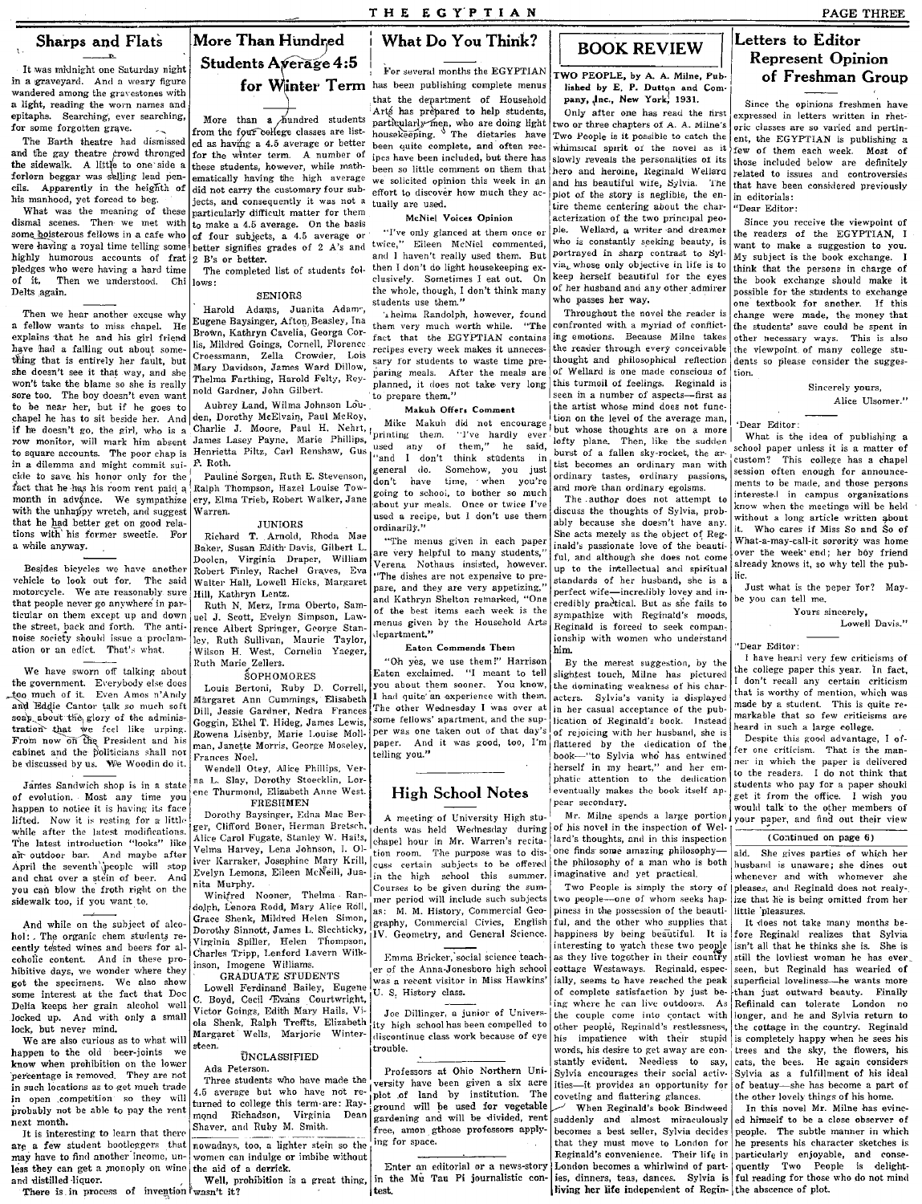## Sharps and Flats

It was midnight one Saturday night in a graveyard. And a weary figure wandered among the gravestones with a light, reading the worn names and epitaphs. Searching, ever searching, for some forgotten grave.

The Barth theatre had dismissed and the gay theatre crowd thronged the sidewalk. A little to one side a forlorn beggar was selling lead pencils. Apparently in the heighth of his manhood, yet forced to beg.

What was the meaning of these dismal scenes. Then we met with some boisterous fellows in a cafe who were having a royal time telling some highly humorous accounts of frat pledges who were having a hard time of it. Then we understood. Chi Delts again.

Then we hear another excuse why a fellow wants to miss chapel. He explains that he and his girl friend have had a falling out about something that is entirely her fault, but she doesn't see it that way, and she won't take the blame so she is really sore too. The boy doesn't even want to be near her, but if he goes to chapel he has to sit beside her. And if he doesn't go, the girl, who is a row monitor, will mark him absent to square accounts. The poor chap is in a dilemma and might commit suicide to save his honor only for the fact that he has his room rent paid a month in advance. We sympathize with the unhappy wretch, and suggest that he had better get on good relations with his former sweetie. For a while anyway.

Besides bicycles we have another vehicle to look out for. The said motorcycle. We are reasonably sure that people never go anywhere in particular on them except up and down the street, back and forth. The anti-noise society should issue a proclamation or an edict. That's what.

We have sworn off talking about the government. Everybody else does too much of it. Even Amos n'Andy and Eddie Cantor talk so much soft soap about the glory of the administration that we feel like urping. From now on the President and his cabinet and the politicians shall not be discussed by us. We Woodin do it.

James Sandwich shop is in a state of evolution. Most any time you happen to notice it is having its face lifted. Now it is resting for a little while after the latest modifications. The latest introduction "looks" like an outdoor bar. And maybe after April the seventh people will stop and chat over a stein of beer. And you can blow the froth right on the sidewalk too, if you want to.

And while on the subject of alcohol: The organic chem students recently tested wines and beers for alcoholic content. And in these prohibitive days, we wonder where they got the specimens. We also show some interest at the fact that Doc Delia keeps her grain alcohol well locked up. And with only a small lock, but never mind.

We are also curious as to what will happen to the old beer-joints we know when prohibition on the lower percentage is removed. They are not in such locations as to get much trade in open competition so they will probably not be able to pay the rent next month.

It is interesting to learn that there are a few student bootleggers that may have to find another income, unless they can get a monopoly on wine and distilled liquor.

There is in process of invention nowadays, too, a lighter stein so the women can indulge or imbibe without the aid of a derrick.

Well, prohibition is a great thing, wasn't it?

## More Than Hundred Students Average 4:5 for Winter Term

More than a hundred students from the four college classes are listed as having a 4.5 average or better for the winter term. A number of these students, however, while mathematically having the high average did not carry the customary four subjects, and consequently it was not a particularly difficult matter for them to make a 4.5 average. On the basis of four subjects, a 4.5 average or better signifies grades of 2 A's and 2 B's or better.

The completed list of students follows:

### SENIORS

Harold Adams, Juanita Adams, Eugene Baysinger, Afton Beasley, Ina Brown, Kathryn Cavelia, Georgia Corlis, Mildred Goings, Cornell, Florence Croessmann, Zella Crowder, Lois Mary Davidson, James Ward Dillow, Thelma Farthing, Harold Felty, Reynold Gardner, John Gilbert.

Aubrey Land, Wilma Johnson Louden, Dorothy McElvain, Paul McRoy, Charlie J. Moore, Paul H. Nehrt, James Lasey Payne, Marie Phillips, Henrietta Piltz, Carl Renshaw, Gus P. Roth.

Pauline Sorgen, Ruth E. Stevenson, Ralph Thompson, Hazel Louise Towery, Elma Trieb, Robert Walker, Jane Warren.

### JUNIORS

Richard T. Arnold, Rhoda Mae Baker, Susan Edith Davis, Gilbert L. Doolen, Virginia Draper, William Robert Finley, Rachel Graves, Eva Walter Hall, Lowell Hicks, Margaret Hill, Kathryn Lentz.

Ruth N. Merz, Irma Oberto, Samuel J. Scott, Evelyn Simpson, Lawrence Albert Springer, George Stanley, Ruth Sullivan, Maurie Taylor, Wilson H. West, Cornelia Yaeger, Ruth Marie Zellers.

### SOPHOMORES

Louis Bertoni, Ruby D. Correll, Margaret Ann Cummings, Elisabeth Dill, Jessie Gardner, Nedra Frances Goggin, Ethel T. Hideg, James Lewis, Rowena Lisenby, Marie Louise Mollman, Janette Morris, George Moseley, Frances Noel.

Wendell Otey, Alice Phillips, Verna L. Slay, Dorothy Stoecklin, Lorene Thurmond, Elizabeth Anne West.

### FRESHMEN

Dorothy Baysinger, Edna Mae Berger, Clifford Boner, Herman Bretsch, Alice Carol Fugate, Stanley W. Hails, Velma Harvey, Lena Johnson, I. Oliver Karraker, Josephine Mary Krill, Evelyn Lemons, Eileen McNeill, Juanita Murphy.

Winifred Nooner, Thelma Randolph, Lenora Rodd, Mary Alice Roll, Grace Shenk, Mildred Helen Simon, Dorothy Sinnott, James L. Slechticky, Virginia Spiller, Helen Thompson, Charles Tripp, Lenford Lavern Wilkinson, Imogene Williams.

### GRADUATE STUDENTS

Lowell Ferdinand Bailey, Eugene C. Boyd, Cecil Evans Courtwright, Victor Goings, Edith Mary Hails, Viola Shenk, Ralph Treffts, Elizabeth Margaret Wells, Marjorie Wintersteen.

### UNCLASSIFIED

Ada Peterson.

Three students who have made the 4.5 average but who have not returned to college this term are: Raymond Richardson, Virginia Dean Shaver, and Ruby M. Smith.

## What Do You Think?

For several months the EGYPTIAN has been publishing complete menus that the department of Household Arts has prepared to help students, particularly men, who are doing light housekeeping. The dietaries have been quite complete, and often recipes have been included, but there has been so little comment on them that we solicited opinion this week in an effort to discover how much they actually are used.

### McNiel Voices Opinion

"I've only glanced at them once or twice," Eileen McNeil commented, "and I haven't really used them. But then I don't do light housekeeping exclusively. Sometimes I eat out. On the whole, though, I don't think many students use them."

Thelma Randolph, however, found them very much worth while. "The fact that the EGYPTIAN contains recipes every week makes it unnecessary for students to waste time preparing meals. After the meals are planned, it does not take very long to prepare them."

### Makuh Offers Comment

Mike Makuh did not encourage printing them. "I've hardly ever used any of them," he said, "and I don't think students in general do. Somehow, you just don't have time, when you're going to school, to bother so much about yur meals. Once or twice I've used a recipe, but I don't use them ordinarily."

"The menus given in each paper are very helpful to many students," Verena Nothaus insisted, however. "The dishes are not expensive to prepare, and they are very appetizing," and Kathryn Shelton remarked, "One of the best items each week is the menus given by the Household Arts department."

### Eaton Commends Them

"Oh yes, we use them!" Harrison Eaton exclaimed. "I meant to tell you about them sooner. You know, I had quite an experience with them. The other Wednesday I was over at some fellows' apartment, and the supper was one taken out of that day's paper. And it was good, too, I'm telling you."

## High School Notes

A meeting of University High students was held Wednesday during chapel hour in Mr. Warren's recitation room. The purpose was to discuss certain subjects to be offered in the high school this summer. Courses to be given during the summer period will include such subjects as: M. M. History, Commercial Geography, Commercial Civics, English IV. Geometry, and General Science.

Emma Bricker, social science teacher of the Anna-Jonesboro high school was a recent visitor in Miss Hawkins' U. S. History class.

Joe Dillinger, a junior of University high school has been compelled to discontinue class work because of eye trouble.

Professors at Ohio Northern University have been given a six acre plot of land by institution. The ground will be used for vegetable gardening and will be divided, rent free, amon gthose professors applying for space.

Enter an editorial or a news-story in the Mu Tau Pi journalistic contest.

## BOOK REVIEW

**TWO PEOPLE, by A. A. Milne, Published by E. P. Dutton and Company, Inc., New York, 1931.**

Only after one has read the first two or three chapters of A. A. Milne's Two People is it possible to catch the whimsical spirit of the novel as it slowly reveals the personalities of its hero and heroine, Reginald Wellard and his beautiful wife, Sylvia. The plot of the story is neglible, the entire theme centering about the characterization of the two principal people. Wellard, a writer and dreamer who is constantly seeking beauty, is portrayed in sharp contrast to Sylvia, whose only objective in life is to keep herself beautiful for the eyes of her husband and any other admirer who passes her way.

Throughout the novel the reader is confronted with a myriad of conflicting emotions. Because Milne takes the reader through every conceivable thought and philosophical reflection of Wellard is one made conscious of this turmoil of feelings. Reginald is seen in a number of aspects—first as the artist whose mind does not function on the level of the average man, but whose thoughts are on a more lofty plane. Then, like the sudden burst of a fallen sky-rocket, the artist becomes an ordinary man with ordinary tastes, ordinary passions, and more than ordinary egoisms.

The author does not attempt to discuss the thoughts of Sylvia, probably because she doesn't have any. She acts merely as the object of Reginald's passionate love of the beautiful, and although she does not come up to the intellectual and spiritual standards of her husband, she is a perfect wife—incredibly lovey and incredibly practical. But as she fails to sympathize with Reginald's moods, Reginald is forced to seek companionship with women who understand him.

By the merest suggestion, by the slightest touch, Milne has pictured the dominating weakness of his characters. Sylvia's vanity is displayed in her casual acceptance of the publication of Reginald's book. Instead of rejoicing with her husband, she is flattered by the dedication of the book—"to Sylvia who has entwined herself in my heart," and her emphatic attention to the dedication eventually makes the book itself appear secondary.

Mr. Milne spends a large portion of his novel in the inspection of Wellard's thoughts, and in this inspection one finds some amazing philosophy—the philosophy of a man who is both imaginative and yet practical.

Two People is simply the story of two people—one of whom seeks happiness in the possession of the beautiful, and the other who supplies that happiness by being beautiful. It is interesting to watch these two people as they live together in their country cottage Westaways. Reginald, especially, seems to have reached the peak of complete satisfaction by just being where he can live outdoors. As the couple come into contact with other people, Reginald's restlessness, his impatience with their stupid words, his desire to get away are constantly evident. Needless to say, Sylvia encourages their social activities—it provides an opportunity for coveting and flattering glances.

When Reginald's book Bindweed suddenly and almost miraculously becomes a best seller, Sylvia decides that they must move to London for Reginald's convenience. Their life in London becomes a whirlwind of parties, dinners, teas, dances. Sylvia is living her life independent of Reginald. She gives parties of which her husband is unaware; she dines out whenever and with whomever she pleases, and Reginald does not realyze that he is being omitted from her little pleasures.

It does not take many months before Reginald realizes that Sylvia isn't all that he thinks she is. She is still the lovliest woman he has ever seen, but Reginald has wearied of superficial loveliness—he wants more than just outward beauty. Finally Refinald can tolerate London no longer, and he and Sylvia return to the cottage in the country. Reginald is completely happy when he sees his trees and the sky, the flowers, his cats, the bees. He again considers Sylvia as a fulfillment of his ideal of beatuy—she has become a part of the other lovely things of his home.

In this novel Mr. Milne has evinced himself to be a close observer of people. The subtle manner in which he presents his character sketches is particularly enjoyable, and consequently Two People is delightful reading for those who do not mind the abscence of plot.

## Letters to Editor Represent Opinion of Freshman Group

Since the opinions freshmen have expressed in letters written in rhetoric classes are so varied and pertinent, the EGYPTIAN is publishing a few of them each week. Most of those included below are definitely related to issues and controversies that have been considered previously in editorials:

"Dear Editor:

Since you receive the viewpoint of the readers of the EGYPTIAN, I want to make a suggestion to you. My subject is the book exchange. I think that the persons in charge of the book exchange should make it possible for the students to exchange one textbook for another. If this change were made, the money that the students' save could be spent in other necessary ways. This is also the viewpoint of many college students so please consider the suggestion.

Sincerely yours,
Alice Ulsomer."

"Dear Editor:

What is the idea of publishing a school paper unless it is a matter of custom? This college has a chapel session often enough for announcements to be made, and those persons interested in campus organizations know when the meetings will be held without a long article written about it. Who cares if Miss So and So of What-a-may-call-it sorority was home over the week end; her boy friend already knows it, so why tell the public.

Just what is the peper for? Maybe you can tell me.

Yours sincerely,
Lowell Davis."

"Dear Editor:

I have heard very few criticisms of the college paper this year. In fact, I don't recall any certain criticism that is worthy of mention, which was made by a student. This is quite remarkable that so few criticisms are heard in such a large college.

Despite this good advantage, I offer one criticism. That is the manner in which the paper is delivered to the readers. I do not think that students who pay for a paper should get it from the office. I wish you would talk to the other members of your paper, and find out their view

(Continued on page 6)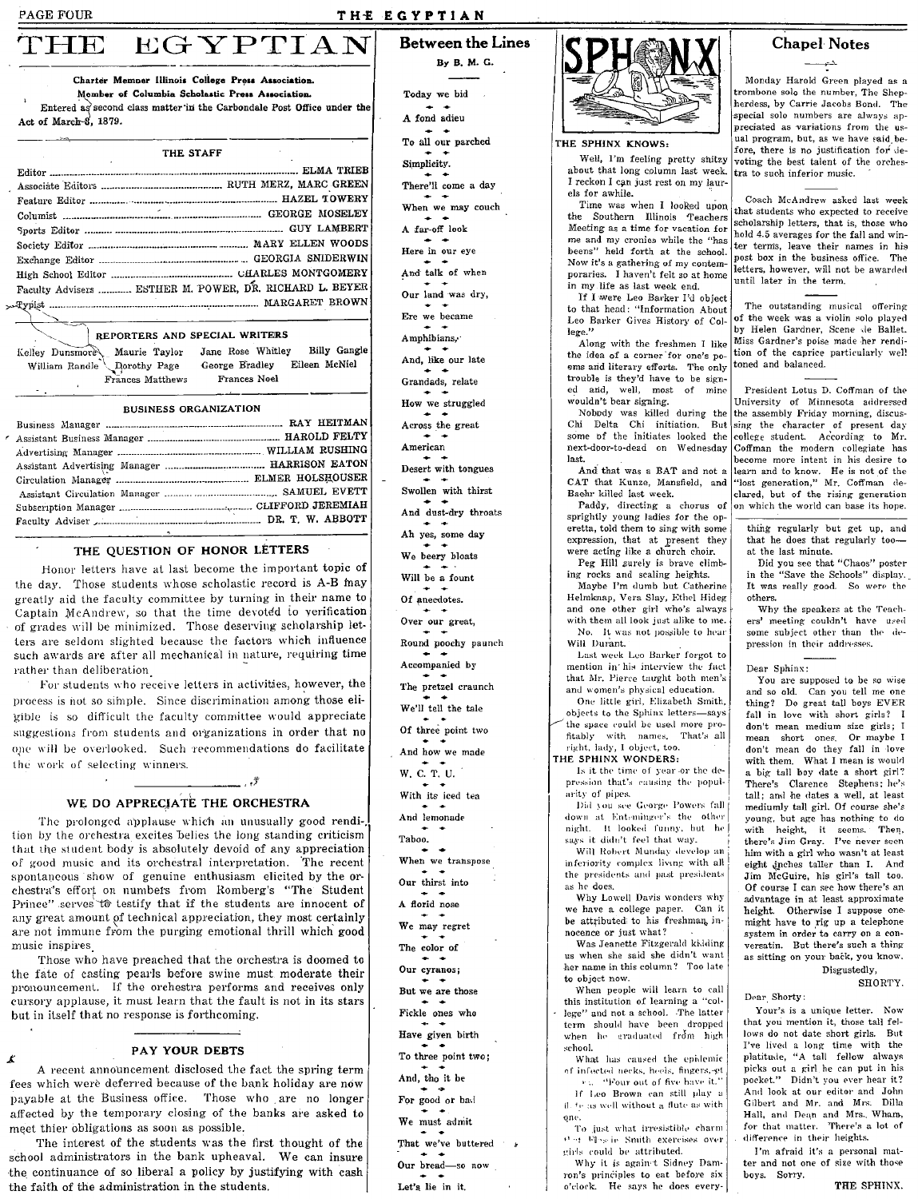# THE EGYPTIAN

**Charter Member Illinois College Press Association.**
**Member of Columbia Scholastic Press Association.**

Entered as second class matter in the Carbondale Post Office under the Act of March 3, 1879.

## THE STAFF

| | |
|---|---|
| Editor | ELMA TRIEB |
| Associate Editors | RUTH MERZ, MARC GREEN |
| Feature Editor | HAZEL TOWERY |
| Columnist | GEORGE MOSELEY |
| Sports Editor | GUY LAMBERT |
| Society Editor | MARY ELLEN WOODS |
| Exchange Editor | GEORGIA SNIDERWIN |
| High School Editor | CHARLES MONTGOMERY |
| Faculty Advisers | ESTHER M. POWER, DR. RICHARD L. BEYER |
| Typist | MARGARET BROWN |

### REPORTERS AND SPECIAL WRITERS

Kelley Dunsmore, Maurie Taylor, Jane Rose Whitley, Billy Gangle, William Randle, Dorothy Page, George Bradley, Eileen McNiel, Frances Matthews, Frances Noel

### BUSINESS ORGANIZATION

| | |
|---|---|
| Business Manager | RAY HEITMAN |
| Assistant Business Manager | HAROLD FELTY |
| Advertising Manager | WILLIAM RUSHING |
| Assistant Advertising Manager | HARRISON EATON |
| Circulation Manager | ELMER HOLSHOUSER |
| Assistant Circulation Manager | SAMUEL EVETT |
| Subscription Manager | CLIFFORD JEREMIAH |
| Faculty Adviser | DR. T. W. ABBOTT |

## THE QUESTION OF HONOR LETTERS

Honor letters have at last become the important topic of the day. Those students whose scholastic record is A-B may greatly aid the faculty committee by turning in their name to Captain McAndrew, so that the time devoted to verification of grades will be minimized. Those deserving scholarship letters are seldom slighted because the factors which influence such awards are after all mechanical in nature, requiring time rather than deliberation.

For students who receive letters in activities, however, the process is not so simple. Since discrimination among those eligible is so difficult the faculty committee would appreciate suggestions from students and organizations in order that no one will be overlooked. Such recommendations do facilitate the work of selecting winners.

## WE DO APPRECIATE THE ORCHESTRA

The prolonged applause which an unusually good rendition by the orchestra excites belies the long standing criticism that the student body is absolutely devoid of any appreciation of good music and its orchestral interpretation. The recent spontaneous show of genuine enthusiasm elicited by the orchestra's effort on numbers from Romberg's "The Student Prince" serves to testify that if the students are innocent of any great amount of technical appreciation, they most certainly are not immune from the purging emotional thrill which good music inspires.

Those who have preached that the orchestra is doomed to the fate of casting pearls before swine must moderate their pronouncement. If the orchestra performs and receives only cursory applause, it must learn that the fault is not in its stars but in itself that no response is forthcoming.

## PAY YOUR DEBTS

A recent announcement disclosed the fact the spring term fees which were deferred because of the bank holiday are now payable at the Business office. Those who are no longer affected by the temporary closing of the banks are asked to meet thier obligations as soon as possible.

The interest of the students was the first thought of the school administrators in the bank upheaval. We can insure the continuance of so liberal a policy by justifying with cash the faith of the administration in the students.

## Between the Lines

By B. M. G.

Today we bid
A fond adieu
To all our parched
Simplicity.
There'll come a day
When we may couch
A far-off look
Here in our eye
And talk of when
Our land was dry,
Ere we became
Amphibians,
And, like our late
Grandads, relate
How we struggled
Across the great
American
Desert with tongues
Swollen with thirst
And dust-dry throats
Ah yes, some day
We beery bloats
Will be a fount
Of anecdotes.
Over our great,
Round poochy paunch
Accompanied by
The pretzel craunch
We'll tell the tale
Of three point two
And how we made
W. C. T. U.
With its iced tea
And lemonade
Taboo.
When we transpose
Our thirst into
A florid nose
We may regret
The color of
Our cyranos;
But we are those
Fickle ones who
Have given birth
To three point two;
And, tho it be
For good or bad
We must admit
That we've buttered
Our bread—so now
Let's lie in it.

## SPHINX

### THE SPHINX KNOWS:

Well, I'm feeling pretty shitzy about that long column last week. I reckon I can just rest on my laurels for awhile.

Time was when I looked upon the Southern Illinois Teachers Meeting as a time for vacation for me and my cronies while the "has beens" held forth at the school. Now it's a gathering of my contemporaries. I haven't felt so at home in my life as last week end.

If I were Leo Barker I'd object to that head: "Information About Leo Barker Gives History of College."

Along with the freshmen I like the idea of a corner for one's poems and literary efforts. The only trouble is they'd have to be signed and, well, most of mine wouldn't bear signing.

Nobody was killed during the Chi Delta Chi initiation. But some of the initiates looked the next-door-to-dead on Wednesday last.

And that was a BAT and not a CAT that Kunze, Mansfield, and Baehr killed last week.

Paddy, directing a chorus of sprightly young ladies for the operetta, told them to sing with some expression, that at present they were acting like a church choir.

Peg Hill surely is brave climbing rocks and scaling heights.

Maybe I'm dumb but Catherine Helmkamp, Vera Slay, Ethel Hideg and one other girl who's always with them all look just alike to me.

No. It was not possible to hear Will Durant.

Last week Leo Barker forgot to mention in his interview the fact that Mr. Pierce taught both men's and women's physical education.

One little girl, Elizabeth Smith, objects to the Sphinx letters—says the space could be used more profitably with names. That's all right, lady, I object, too.

### THE SPHINX WONDERS:

Is it the time of year or the depression that's causing the popularity of pipes.

Did you see George Powers fall down at Entsminger's the other night. It looked funny, but he says it didn't feel that way.

Will Robert Munday develop an inferiority complex living with all the presidents and past presidents as he does.

Why Lowell Davis wonders why we have a college paper. Can it be attributed to his freshman innocence or just what?

Was Jeanette Fitzgerald kidding us when she said she didn't want her name in this column? Too late to object now.

When people will learn to call this institution of learning a "college" and not a school. The latter term should have been dropped when he graduated from high school.

What has caused the epidemic of infected necks, heels, fingers, etc. "Four out of five have it."

If Leo Brown can still play a flute as well without a flute as with one.

To just what irresistible charm Elsie Smith exercises over girls could be attributed.

Why it is against Sidney Damron's principles to eat before six o'clock. He says he does everything regularly but get up, and that he does that regularly too—at the last minute.

Did you see that "Chaos" poster in the "Save the Schools" display. It was really good. So were the others.

Why the speakers at the Teachers' meeting couldn't have used some subject other than the depression in their addresses.

Dear Sphinx:

You are supposed to be so wise and so old. Can you tell me one thing? Do great tall boys EVER fall in love with short girls? I don't mean medium size girls; I mean short ones. Or maybe I don't mean do they fall in love with them. What I mean is would a big tall boy date a short girl? There's Clarence Stephens; he's tall; and he dates a well, at least mediumly tall girl. Of course she's young, but age has nothing to do with height, it seems. Then, there's Jim Gray. I've never seen him with a girl who wasn't at least eight inches taller than I. And Jim McGuire, his girl's tall too. Of course I can see how there's an advantage in at least approximate height. Otherwise I suppose one might have to rig up a telephone system in order to carry on a conversatin. But there's such a thing as sitting on your back, you know.

Disgustedly,

SHORTY.

Dear Shorty:

Your's is a unique letter. Now that you mention it, those tall fellows do not date short girls. But I've lived a long time with the platitude, "A tall fellow always picks out a girl he can put in his pocket." Didn't you ever hear it? And look at our editor and John Gilbert and Mr. and Mrs. Dilla Hall, and Dean and Mrs. Wham, for that matter. There's a lot of difference in their heights.

I'm afraid it's a personal matter and not one of size with those boys. Sorry,

THE SPHINX.

## Chapel Notes

Monday Harold Green played as a trombone solo the number, The Shepherdess, by Carrie Jacobs Bond. The special solo numbers are always appreciated as variations from the usual program, but, as we have said before, there is no justification for devoting the best talent of the orchestra to such inferior music.

Coach McAndrew asked last week that students who expected to receive scholarship letters, that is, those who hold 4.5 averages for the fall and winter terms, leave their names in his post box in the business office. The letters, however, will not be awarded until later in the term.

The outstanding musical offering of the week was a violin solo played by Helen Gardner, Scene de Ballet. Miss Gardner's poise made her rendition of the caprice particularly well toned and balanced.

President Lotus D. Coffman of the University of Minnesota addressed the assembly Friday morning, discussing the character of present day college student. According to Mr. Coffman the modern collegiate has become more intent in his desire to learn and to know. He is not of the "lost generation," Mr. Coffman declared, but of the rising generation on which the world can base its hope.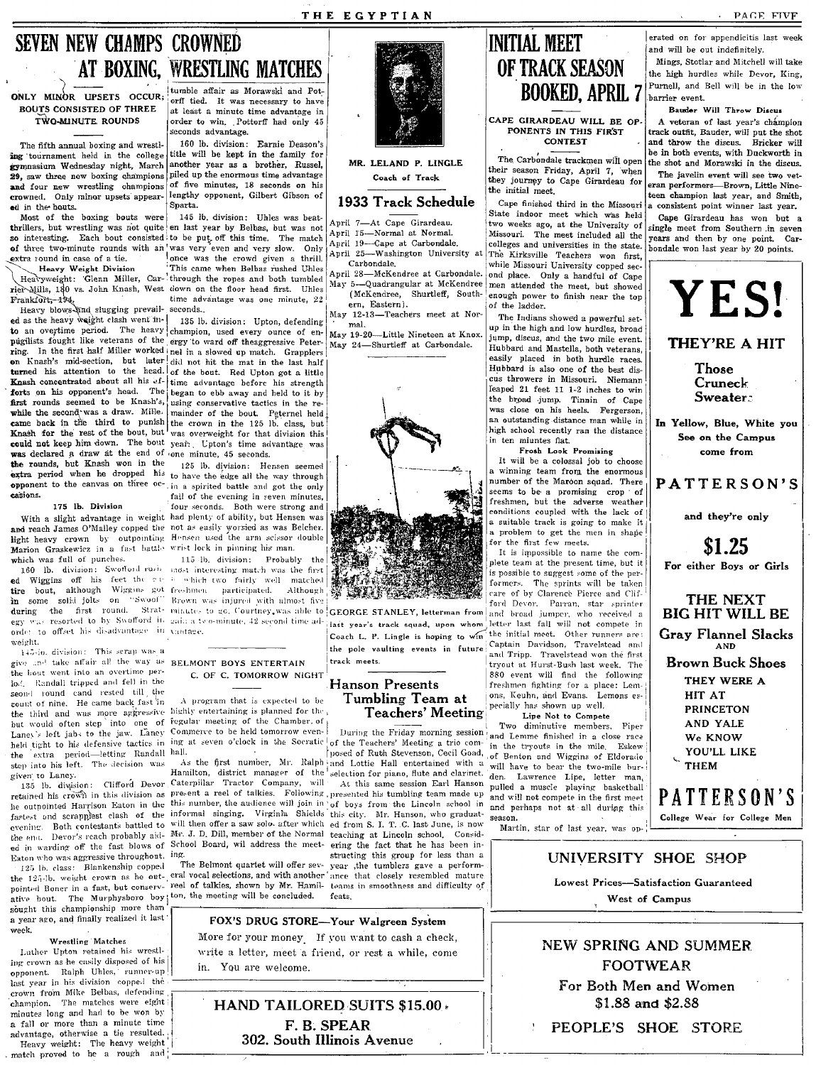# SEVEN NEW CHAMPS CROWNED AT BOXING, WRESTLING MATCHES

**ONLY MINOR UPSETS OCCUR; BOUTS CONSISTED OF THREE TWO-MINUTE ROUNDS**

The fifth annual boxing and wrestling tournament held in the college gymnasium Wednesday night, March 29, saw three new boxing champions and four new wrestling champions crowned. Only minor upsets appeared in the bouts.

Most of the boxing bouts were thrillers, but wrestling was not quite so interesting. Each bout consisted of three two-minute rounds with an extra round in case of a tie.

**Heavy Weight Division**

Heavyweight: Glenn Miller, Carrier Mills, 180 vs. John Knash, West Frankfort, 194.

Heavy blows and slugging prevailed as the heavy weight clash went into an overtime period. The heavy pugilists fought like veterans of the ring. In the first half Miller worked on Knash's mid-section, but later turned his attention to the head. Knash concentrated about all his efforts on his opponent's head. The first rounds seemed to be Knash's, while the second was a draw. Miller came back in the third to punish Knash for the rest of the bout, but could not keep him down. The bout was declared a draw at the end of the rounds, but Knash won in the extra period when he dropped his opponent to the canvas on three occasions.

**175 lb. Division**

With a slight advantage in weight and reach James O'Malley copped the light heavy crown by outpointing Marion Graskewicz in a fast battle which was full of punches.

160 lb. division: Swofford rushed Wiggins off his feet the entire bout, although Wiggins got in some solid jolts on "Swoof" during the first round. Strategy was resorted to by Swofford in order to offset his disadvantage in weight.

145 lb. division: This scrap was a give and take affair all the way as the bout went into an overtime period. Randall tripped and fell in the second round and rested till the count of nine. He came back fast in the third and was more aggressive but would often step into one of Laney's left jabs to the jaw. Laney held tight to his defensive tactics in the extra period—letting Randall step into his left. The decision was given to Laney.

135 lb. division: Clifford Devor retained his crown in this division as he outpointed Harrison Eaton in the fastest and scrappiest clash of the evening. Both contestants battled to the end. Devor's reach probably aided in warding off the fast blows of Eaton who was aggressive throughout.

125 lb. class: Blankenship copped the 125-lb. weight crown as he outpointed Boner in a fast, but conservative bout. The Murphysboro boy sought this championship more than a year ago, and finally realized it last week.

**Wrestling Matches**

Luther Upton retained his wrestling crown as he easily disposed of his opponent. Ralph Uhles, runner-up last year in his division copped the crown from Mike Belbas, defending champion. The matches were eight minutes long and had to be won by a fall or more than a minute time advantage, otherwise a tie resulted.

Heavy weight: The heavy weight match proved to be a rough and tumble affair as Morawski and Potorff tied. It was necessary to have at least a minute time advantage in order to win. Potorff had only 45 seconds advantage.

160 lb. division: Earnie Deason's title will be kept in the family for another year as a brother, Russel, piled up the enormous time advantage of five minutes, 18 seconds on his lengthy opponent, Gilbert Gibson of Sparta.

145 lb. division: Uhles was beaten last year by Belbas, but was not to be put off this time. The match was very even and very slow. Only once was the crowd given a thrill. This came when Belbas rushed Uhles through the ropes and both tumbled down on the floor head first. Uhles time advantage was one minute, 22 seconds.

135 lb. division: Upton, defending champion, used every ounce of energy to ward off the aggressive Peternel in a slowed up match. Grapplers did not hit the mat in the last half of the bout. Red Upton got a little time advantage before his strength began to ebb away and held to it by using conservative tactics in the remainder of the bout. Peternel held the crown in the 125 lb. class, but was overweight for that division this year. Upton's time advantage was one minute, 45 seconds.

125 lb. division: Hensen seemed to have the edge all the way through in a spirited battle and got the only fall of the evening in seven minutes, four seconds. Both were strong and had plenty of ability, but Hensen was not as easily worried as was Belcher. Hensen used the arm scissor double wrist lock in pinning his man.

115 lb. division: Probably the most interesting match was the first in which two fairly well matched freshmen participated. Although Brown was injured with almost five minutes to go, Courtney was able to gain a two-minute, 42 second time advantage.

## BELMONT BOYS ENTERTAIN C. OF C. TOMORROW NIGHT

A program that is expected to be highly entertaining is planned for the regular meeting of the Chamber of Commerce to be held tomorrow evening at seven o'clock in the Socratic hall.

As the first number, Mr. Ralph Hamilton, district manager of the Caterpillar Tractor Company, will present a reel of talkies. Following this number, the audience will join in informal singing. Virginia Shields will then offer a saw solo after which Mr. J. D. Dill, member of the Normal School Board, wil address the meeting.

The Belmont quartet will offer several vocal selections, and with another reel of talkies, shown by Mr. Hamilton, the meeting will be concluded.

MR. LELAND P. LINGLE
Coach of Track

## 1933 Track Schedule

April 7—At Cape Girardeau.
April 15—Normal at Normal.
April 19—Cape at Carbondale.
April 25—Washington University at Carbondale.
April 28—McKendree at Carbondale.
May 5—Quadrangular at McKendree (McKendree, Shurtleff, Southern, Eastern).
May 12-13—Teachers meet at Normal.
May 19-20—Little Nineteen at Knox.
May 24—Shurtleff at Carbondale.

GEORGE STANLEY, letterman from last year's track squad, upon whom Coach L. P. Lingle is hoping to win the pole vaulting events in future track meets.

## Hanson Presents Tumbling Team at Teachers' Meeting

During the Friday morning session of the Teachers' Meeting a trio composed of Ruth Stevenson, Cecil Goad, and Lottie Hall entertained with a selection for piano, flute and clarinet.

At this same session Earl Hanson presented his tumbling team made up of boys from the Lincoln school in this city. Mr. Hanson, who graduated from S. I. T. C. last June, is now teaching at Lincoln school. Considering the fact that he has been instructing this group for less than a year, the tumblers gave a performance that closely resembled mature teams in smoothness and difficulty of feats.

# INITIAL MEET OF TRACK SEASON BOOKED, APRIL 7

**CAPE GIRARDEAU WILL BE OPPONENTS IN THIS FIRST CONTEST**

The Carbondale trackmen will open their season Friday, April 7, when they journey to Cape Girardeau for the initial meet.

Cape finished third in the Missouri State indoor meet which was held two weeks ago, at the University of Missouri. The meet included all the colleges and universities in the state. The Kirksville Teachers won first, while Missouri University copped second place. Only a handful of Cape men attended the meet, but showed enough power to finish near the top of the ladder.

The Indians showed a powerful setup in the high and low hurdles, broad jump, discus, and the two mile event. Hubbard and Mastella, both veterans, easily placed in both hurdle races. Hubbard is also one of the best discus throwers in Missouri. Niemann leaped 21 feet 11 1-2 inches to win the broad jump. Tinnin of Cape was close on his heels. Fergerson, an outstanding distance man while in high school recently ran the distance in ten miuntes flat.

**Frosh Look Promising**

It will be a colossal job to choose a winning team from the enormous number of the Maroon squad. There seems to be a promising crop of freshmen, but the adverse weather conditions coupled with the lack of a suitable track is going to make it a problem to get the men in shape for the first few meets.

It is impossible to name the complete team at the present time, but it is possible to suggest some of the performers. The sprints will be taken care of by Clarence Pierce and Clifford Devor. Parran, star sprinter and broad jumper, who received a letter last fall will not compete in the initial meet. Other runners are: Captain Davidson, Travelstead and Tripp. Travelstead won the first tryout at Hurst-Bush last week. The 880 event will find the following freshmen fighting for a place: Lemons, Keuhn, and Evans. Lemons especially has shown up well.

**Lipe Not to Compete**

Two diminutive members, Piper and Lemme finished in a close race in the tryouts in the mile. Eskew of Benton and Wiggins of Eldorado will have to bear the two-mile burden. Lawrence Lipe, letter man, pulled a muscle playing basketball and will not compete in the first meet and perhaps not at all during this season.

Martin, star of last year, was operated on for appendicitis last week and will be out indefinitely.

Mings, Stotlar and Mitchell will take the high hurdles while Devor, King, Purnell, and Bell will be in the low barrier event.

**Bauder Will Throw Discus**

A veteran of last year's champion track outfit, Bauder, will put the shot and throw the discus. Bricker will be in both events, with Duckworth in the shot and Morawski in the discus.

The javelin event will see two veteran performers—Brown, Little Nineteen champion last year, and Smith, a consistent point winner last year.

Cape Girardeau has won but a single meet from Southern in seven years and then by one point. Carbondale won last year by 20 points.

---

**YES! THEY'RE A HIT**

Those Cruneck Sweaters

In Yellow, Blue, White you See on the Campus come from

**PATTERSON'S**

and they're only

**$1.25**

For either Boys or Girls

**THE NEXT BIG HIT WILL BE Gray Flannel Slacks AND Brown Buck Shoes**

THEY WERE A HIT AT PRINCETON AND YALE We KNOW YOU'LL LIKE THEM

**PATTERSON'S**
College Wear for College Men

---

**FOX'S DRUG STORE—Your Walgreen System**

More for your money. If you want to cash a check, write a letter, meet a friend, or rest a while, come in. You are welcome.

---

**HAND TAILORED SUITS $15.00**

**F. B. SPEAR**
**302. South Illinois Avenue**

---

**UNIVERSITY SHOE SHOP**

Lowest Prices—Satisfaction Guaranteed
West of Campus

---

**NEW SPRING AND SUMMER FOOTWEAR**
**For Both Men and Women**
**$1.88 and $2.88**

**PEOPLE'S SHOE STORE**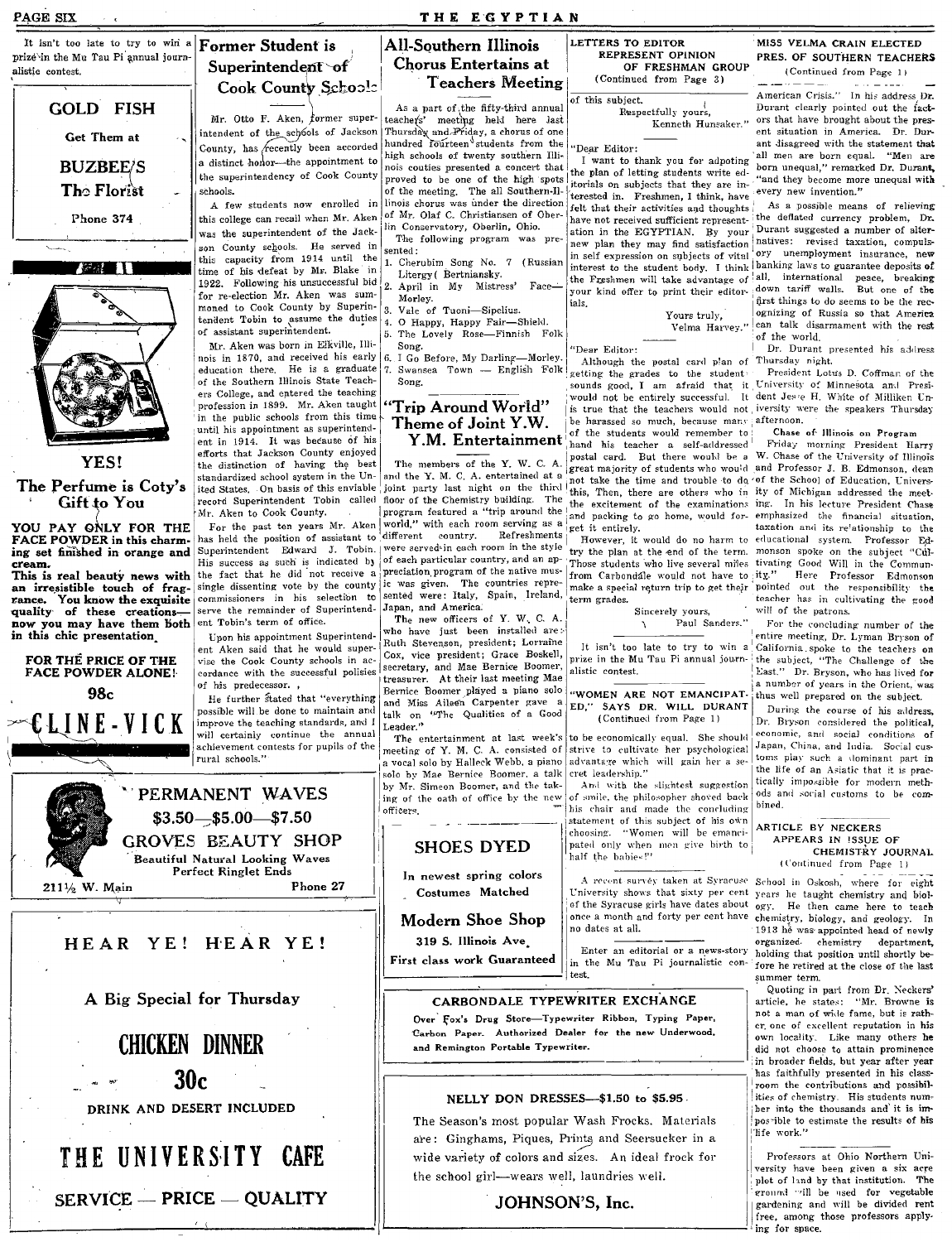It isn't too late to try to win a prize in the Mu Tau Pi annual journalistic contest.

**GOLD FISH**

Get Them at

**BUZBEE'S**

**The Florist**

Phone 374

**YES!**

**The Perfume is Coty's Gift to You**

**YOU PAY ONLY FOR THE FACE POWDER in this charming set finished in orange and cream.**

**This is real beauty news with an irresistible touch of fragrance. You know the exquisite quality of these creations—now you may have them both in this chic presentation.**

**FOR THE PRICE OF THE FACE POWDER ALONE!**

**98c**

**CLINE-VICK**

**PERMANENT WAVES**

**$3.50—$5.00—$7.50**

**GROVES BEAUTY SHOP**

Beautiful Natural Looking Waves

Perfect Ringlet Ends

211½ W. Main — Phone 27

# HEAR YE! HEAR YE!

A Big Special for Thursday

# CHICKEN DINNER

# 30c

DRINK AND DESERT INCLUDED

# THE UNIVERSITY CAFE

SERVICE — PRICE — QUALITY

## Former Student is Superintendent of Cook County Schools

Mr. Otto F. Aken, former superintendent of the schools of Jackson County, has recently been accorded a distinct honor—the appointment to the superintendency of Cook County schools.

A few students now enrolled in this college can recall when Mr. Aken was the superintendent of the Jackson County schools. He served in this capacity from 1914 until the time of his defeat by Mr. Blake in 1922. Following his unsuccessful bid for re-election Mr. Aken was summoned to Cook County by Superintendent Tobin to assume the duties of assistant superintendent.

Mr. Aken was born in Elkville, Illinois in 1870, and received his early education there. He is a graduate of the Southern Illinois State Teachers College, and entered the teaching profession in 1899. Mr. Aken taught in the public schools from this time until his appointment as superintendent in 1914. It was because of his efforts that Jackson County enjoyed the distinction of having the best standardized school system in the United States. On basis of this enviable record Superintendent Tobin called Mr. Aken to Cook County.

For the past ten years Mr. Aken has held the position of assistant to Superintendent Edward J. Tobin. His success as such is indicated by the fact that he did not receive a single dissenting vote by the county commissioners in his selection to serve the remainder of Superintendent Tobin's term of office.

Upon his appointment Superintendent Aken said that he would supervise the Cook County schools in accordance with the successful polisies of his predecessor.

He further stated that "everything possible will be done to maintain and improve the teaching standards, and I will certainly continue the annual achievement contests for pupils of the rural schools."

## All-Southern Illinois Chorus Entertains at Teachers Meeting

As a part of the fifty-third annual teachers' meeting held here last Thursday and Friday, a chorus of one hundred fourteen students from the high schools of twenty southern Illinois couties presented a concert that proved to be one of the high spots of the meeting. The all Southern-Illinois chorus was under the direction of Mr. Olaf C. Christiansen of Oberlin Conservatory, Oberlin, Ohio.

The following program was presented:

1. Cherubim Song No. 7 (Russian Litergy( Bertniansky.
2. April in My Mistress' Face—Morley.
3. Vale of Tuoni—Sibelius.
4. O Happy, Happy Fair—Shield.
5. The Lovely Rose—Finnish Folk Song.
6. I Go Before, My Darling—Morley.
7. Swansea Town — English Folk Song.

## "Trip Around World" Theme of Joint Y.W. Y.M. Entertainment

The members of the Y. W. C. A. and the Y. M. C. A. entertained at a joint party last night on the third floor of the Chemistry building. The program featured a "trip around the world," with each room serving as a different country. Refreshments were served in each room in the style of each particular country, and an appreciation program of the native music was given. The countries represented were: Italy, Spain, Ireland, Japan, and America.

The new officers of Y. W. C. A. who have just been installed are: Ruth Stevenson, president; Lorraine Cox, vice president; Grace Boskell, secretary, and Mae Bernice Boomer, treasurer. At their last meeting Mae Bernice Boomer played a piano solo and Miss Aileen Carpenter gave a talk on "The Qualities of a Good Leader."

The entertainment at last week's meeting of Y. M. C. A. consisted of a vocal solo by Halleck Webb, a piano solo by Mae Bernice Boomer, a talk by Mr. Simeon Boomer, and the taking of the oath of office by the new officers.

**SHOES DYED**

In newest spring colors

Costumes Matched

**Modern Shoe Shop**

319 S. Illinois Ave.

**First class work Guaranteed**

## LETTERS TO EDITOR REPRESENT OPINION OF FRESHMAN GROUP

(Continued from Page 3)

of this subject.

Respectfully yours,
Kenneth Hunsaker."

"Dear Editor:

I want to thank you for adopting the plan of letting students write editorials on subjects that they are interested in. Freshmen, I think, have felt that their activities and thoughts have not received sufficient representation in the EGYPTIAN. By your new plan they may find satisfaction in self expression on subjects of vital interest to the student body. I think the Freshmen will take advantage of your kind offer to print their editorials.

Yours truly,
Velma Harvey."

"Dear Editor:

Although the postal card plan of getting the grades to the student sounds good, I am afraid that it would not be entirely successful. It is true that the teachers would not be harassed so much, because many of the students would remember to hand his teacher a self-addressed postal card. But there would be a great majority of students who would not take the time and trouble to do this. Then, there are others who in the excitement of the examinations and packing to go home, would forget it entirely.

However, it would do no harm to try the plan at the end of the term. Those students who live several miles from Carbondale would not have to make a special return trip to get their term grades.

Sincerely yours,
Paul Sanders."

It isn't too late to try to win a prize in the Mu Tau Pi annual journalistic contest.

## "WOMEN ARE NOT EMANCIPATED," SAYS DR. WILL DURANT

(Continued from Page 1)

to be economically equal. She should strive to cultivate her psychological advantage which will gain her a secret leadership."

And with the slightest suggestion of smile, the philosopher shoved back his chair and made the concluding statement of this subject of his own choosing. "Women will be emancipated only when men give birth to half the babies!"

A recent survey taken at Syracuse University shows that sixty per cent of the Syracuse girls have dates about once a month and forty per cent have no dates at all.

Enter an editorial or a news-story in the Mu Tau Pi journalistic contest.

**CARBONDALE TYPEWRITER EXCHANGE**

Over Fox's Drug Store—Typewriter Ribbon, Typing Paper, Carbon Paper. Authorized Dealer for the new Underwood, and Remington Portable Typewriter.

**NELLY DON DRESSES—$1.50 to $5.95**

The Season's most popular Wash Frocks. Materials are: Ginghams, Piques, Prints and Seersucker in a wide variety of colors and sizes. An ideal frock for the school girl—wears well, laundries well.

**JOHNSON'S, Inc.**

## MISS VELMA CRAIN ELECTED PRES. OF SOUTHERN TEACHERS

(Continued from Page 1)

American Crisis." In his address Dr. Durant clearly pointed out the factors that have brought about the present situation in America. Dr. Durant disagreed with the statement that all men are born equal. "Men are born unequal," remarked Dr. Durant, "and they become more unequal with every new invention."

As a possible means of relieving the deflated currency problem, Dr. Durant suggested a number of alternatives: revised taxation, compulsory unemployment insurance, new banking laws to guarantee deposits of all, international peace, breaking down tariff walls. But one of the first things to do seems to be the recognizing of Russia so that America can talk disarmament with the rest of the world.

Dr. Durant presented his address Thursday night.

President Lotus D. Coffman of the University of Minnesota and President Jesse H. White of Milliken University were the speakers Thursday afternoon.

**Chase of Illinois on Program**

Friday morning President Harry W. Chase of the University of Illinois and Professor J. B. Edmonson, dean of the School of Education, University of Michigan addressed the meeting. In his lecture President Chase emphasized the financial situation, taxation and its relationship to the educational system. Professor Edmonson spoke on the subject "Cultivating Good Will in the Community." Here Professor Edmonson pointed out the responsibility the teacher has in cultivating the good will of the patrons.

For the concluding number of the entire meeting, Dr. Lyman Bryson of California spoke to the teachers on the subject, "The Challenge of the East." Dr. Bryson, who has lived for a number of years in the Orient, was thus well prepared on the subject.

During the course of his address, Dr. Bryson considered the political, economic, and social conditions of Japan, China, and India. Social customs play such a dominant part in the life of an Asiatic that it is practically impossible for modern methods and social customs to be combined.

## ARTICLE BY NECKERS APPEARS IN ISSUE OF CHEMISTRY JOURNAL

(Continued from Page 1)

School in Oskosh, where for eight years he taught chemistry and biology. He then came here to teach chemistry, biology, and geology. In 1913 he was appointed head of newly organized chemistry department, holding that position until shortly before he retired at the close of the last summer term.

Quoting in part from Dr. Neckers' article, he states: "Mr. Browne is not a man of wide fame, but is rather one of excellent reputation in his own locality. Like many others he did not choose to attain prominence in broader fields, but year after year has faithfully presented in his classroom the contributions and possibilities of chemistry. His students number into the thousands and it is impossible to estimate the results of his life work."

Professors at Ohio Northern University have been given a six acre plot of land by that institution. The ground will be used for vegetable gardening and will be divided rent free, among those professors applying for space.